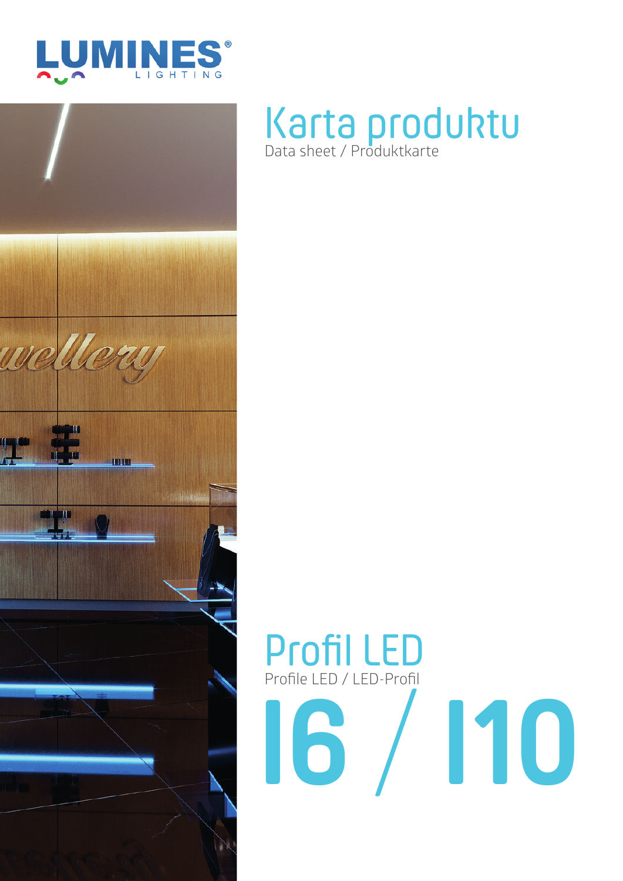LUMINES® LIGHTING

# Karta produktu

Data sheet / Produktkarte

# Profil LED

Profile LED / LED-Profil

# I6 / I10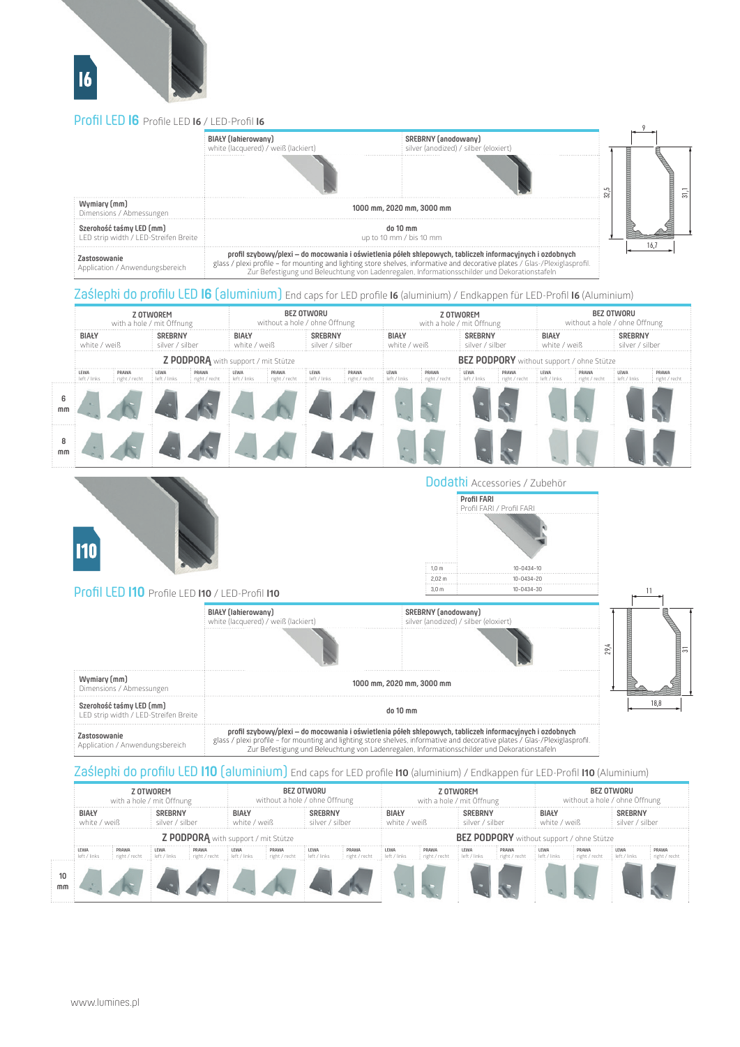# I6

## Profil LED **I6** Profile LED **I6** / LED-Profil **I6**

| | BIAŁY (lakierowany) white (lacquered) / weiß (lackiert) | SREBRNY (anodowany) silver (anodized) / silber (eloxiert) |
|---|---|---|
| **Wymiary (mm)** Dimensions / Abmessungen | **1000 mm, 2020 mm, 3000 mm** | |
| **Szerokość taśmy LED (mm)** LED strip width / LED-Streifen Breite | **do 10 mm** up to 10 mm / bis 10 mm | |
| **Zastosowanie** Application / Anwendungsbereich | **profil szybowy/plexi – do mocowania i oświetlenia półek sklepowych, tabliczek informacyjnych i ozdobnych** glass / plexi profile – for mounting and lighting store shelves, informative and decorative plates / Glas-/Plexiglasprofil. Zur Befestigung und Beleuchtung von Ladenregalen, Informationsschilder und Dekorationstafeln | |

9 / 32,5 / 31,1 / 16,7

## Zaślepki do profilu LED **I6** (aluminium) End caps for LED profile **I6** (aluminium) / Endkappen für LED-Profil **I6** (Aluminium)

| | **Z PODPORĄ** with support / mit Stütze | | | | | | | | **BEZ PODPORY** without support / ohne Stütze | | | | | | | |
|---|---|---|---|---|---|---|---|---|---|---|---|---|---|---|---|---|
| | **Z OTWOREM** with a hole / mit Öffnung | | | | **BEZ OTWORU** without a hole / ohne Öffnung | | | | **Z OTWOREM** with a hole / mit Öffnung | | | | **BEZ OTWORU** without a hole / ohne Öffnung | | | |
| | **BIAŁY** white / weiß | | **SREBRNY** silver / silber | | **BIAŁY** white / weiß | | **SREBRNY** silver / silber | | **BIAŁY** white / weiß | | **SREBRNY** silver / silber | | **BIAŁY** white / weiß | | **SREBRNY** silver / silber | |
| | LEWA left / links | PRAWA right / recht | LEWA left / links | PRAWA right / recht | LEWA left / links | PRAWA right / recht | LEWA left / links | PRAWA right / recht | LEWA left / links | PRAWA right / recht | LEWA left / links | PRAWA right / recht | LEWA left / links | PRAWA right / recht | LEWA left / links | PRAWA right / recht |
| **6 mm** | | | | | | | | | | | | | | | | |
| **8 mm** | | | | | | | | | | | | | | | | |

## Dodatki Accessories / Zubehör

| | **Profil FARI** Profil FARI / Profil FARI |
|---|---|
| 1,0 m | 10-0434-10 |
| 2,02 m | 10-0434-20 |
| 3,0 m | 10-0434-30 |

# I10

## Profil LED **I10** Profile LED **I10** / LED-Profil **I10**

| | BIAŁY (lakierowany) white (lacquered) / weiß (lackiert) | SREBRNY (anodowany) silver (anodized) / silber (eloxiert) |
|---|---|---|
| **Wymiary (mm)** Dimensions / Abmessungen | **1000 mm, 2020 mm, 3000 mm** | |
| **Szerokość taśmy LED (mm)** LED strip width / LED-Streifen Breite | **do 10 mm** | |
| **Zastosowanie** Application / Anwendungsbereich | **profil szybowy/plexi – do mocowania i oświetlenia półek sklepowych, tabliczek informacyjnych i ozdobnych** glass / plexi profile – for mounting and lighting store shelves, informative and decorative plates / Glas-/Plexiglasprofil. Zur Befestigung und Beleuchtung von Ladenregalen, Informationsschilder und Dekorationstafeln | |

11 / 29,4 / 31 / 18,8

## Zaślepki do profilu LED **I10** (aluminium) End caps for LED profile **I10** (aluminium) / Endkappen für LED-Profil **I10** (Aluminium)

| | **Z PODPORĄ** with support / mit Stütze | | | | | | | | **BEZ PODPORY** without support / ohne Stütze | | | | | | | |
|---|---|---|---|---|---|---|---|---|---|---|---|---|---|---|---|---|
| | **Z OTWOREM** with a hole / mit Öffnung | | | | **BEZ OTWORU** without a hole / ohne Öffnung | | | | **Z OTWOREM** with a hole / mit Öffnung | | | | **BEZ OTWORU** without a hole / ohne Öffnung | | | |
| | **BIAŁY** white / weiß | | **SREBRNY** silver / silber | | **BIAŁY** white / weiß | | **SREBRNY** silver / silber | | **BIAŁY** white / weiß | | **SREBRNY** silver / silber | | **BIAŁY** white / weiß | | **SREBRNY** silver / silber | |
| | LEWA left / links | PRAWA right / recht | LEWA left / links | PRAWA right / recht | LEWA left / links | PRAWA right / recht | LEWA left / links | PRAWA right / recht | LEWA left / links | PRAWA right / recht | LEWA left / links | PRAWA right / recht | LEWA left / links | PRAWA right / recht | LEWA left / links | PRAWA right / recht |
| **10 mm** | | | | | | | | | | | | | | | | |

www.lumines.pl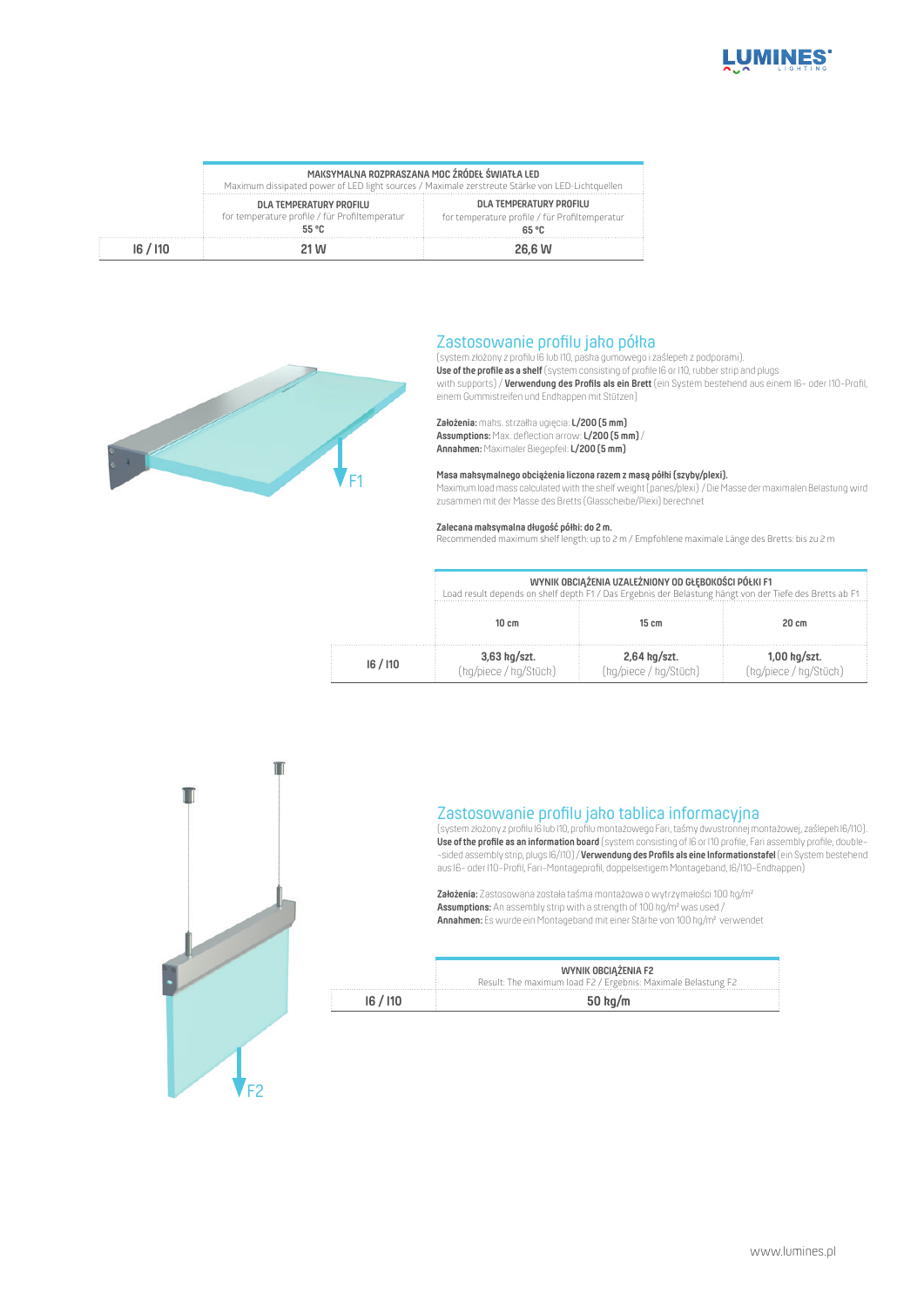| | MAKSYMALNA ROZPRASZANA MOC ŹRÓDEŁ ŚWIATŁA LED<br>Maximum dissipated power of LED light sources / Maximale zerstreute Stärke von LED-Lichtquellen | |
|---|---|---|
| | **DLA TEMPERATURY PROFILU**<br>for temperature profile / für Profiltemperatur<br>**55 °C** | **DLA TEMPERATURY PROFILU**<br>for temperature profile / für Profiltemperatur<br>**65 °C** |
| **I6 / I10** | **21 W** | **26,6 W** |

## Zastosowanie profilu jako półka

(system złożony z profilu I6 lub I10, paska gumowego i zaślepek z podporami).
**Use of the profile as a shelf** (system consisting of profile I6 or I10, rubber strip and plugs with supports) / **Verwendung des Profils als ein Brett** (ein System bestehend aus einem I6- oder I10-Profil, einem Gummistreifen und Endkappen mit Stützen)

**Założenia:** maks. strzałka ugięcia: **L/200 (5 mm)**
**Assumptions:** Max. deflection arrow: **L/200 (5 mm)** /
**Annahmen:** Maximaler Biegepfeil: **L/200 (5 mm)**

**Masa maksymalnego obciążenia liczona razem z masą półki (szyby/plexi).**
Maximum load mass calculated with the shelf weight (panes/plexi) / Die Masse der maximalen Belastung wird zusammen mit der Masse des Bretts (Glasscheibe/Plexi) berechnet

**Zalecana maksymalna długość półki: do 2 m.**
Recommended maximum shelf length: up to 2 m / Empfohlene maximale Länge des Bretts: bis zu 2 m

F1

| | WYNIK OBCIĄŻENIA UZALEŻNIONY OD GŁĘBOKOŚCI PÓŁKI F1<br>Load result depends on shelf depth F1 / Das Ergebnis der Belastung hängt von der Tiefe des Bretts ab F1 | | |
|---|---|---|---|
| | 10 cm | 15 cm | 20 cm |
| **I6 / I10** | **3,63 kg/szt.**<br>(kg/piece / kg/Stück) | **2,64 kg/szt.**<br>(kg/piece / kg/Stück) | **1,00 kg/szt.**<br>(kg/piece / kg/Stück) |

## Zastosowanie profilu jako tablica informacyjna

(system złożony z profilu I6 lub I10, profilu montażowego Fari, taśmy dwustronnej montażowej, zaślepek I6/I10).
**Use of the profile as an information board** (system consisting of I6 or I10 profile, Fari assembly profile, double-sided assembly strip, plugs I6/I10) / **Verwendung des Profils als eine Informationstafel** (ein System bestehend aus I6- oder I10-Profil, Fari-Montageprofil, doppelseitigem Montageband, I6/I10-Endkappen)

**Założenia:** Zastosowana została taśma montażowa o wytrzymałości 100 kg/m²
**Assumptions:** An assembly strip with a strength of 100 kg/m² was used /
**Annahmen:** Es wurde ein Montageband mit einer Stärke von 100 kg/m² verwendet

F2

| | WYNIK OBCIĄŻENIA F2<br>Result: The maximum load F2 / Ergebnis: Maximale Belastung F2 |
|---|---|
| **I6 / I10** | **50 kg/m** |